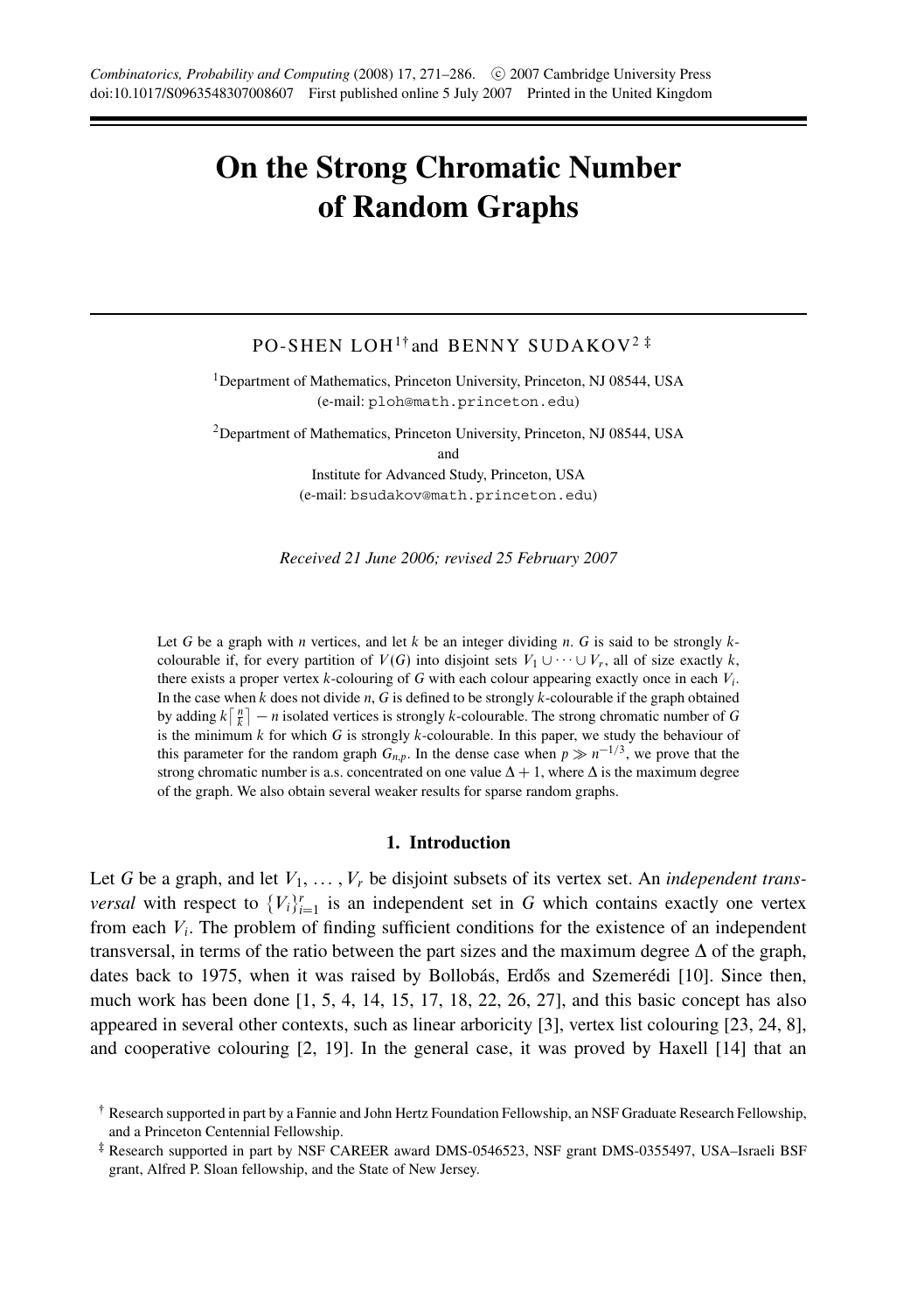# On the Strong Chromatic Number of Random Graphs

PO-SHEN LOH[1†] and BENNY SUDAKOV[2 ‡]

[1]Department of Mathematics, Princeton University, Princeton, NJ 08544, USA
(e-mail: ploh@math.princeton.edu)

[2]Department of Mathematics, Princeton University, Princeton, NJ 08544, USA
and
Institute for Advanced Study, Princeton, USA
(e-mail: bsudakov@math.princeton.edu)

*Received 21 June 2006; revised 25 February 2007*

Let $G$ be a graph with $n$ vertices, and let $k$ be an integer dividing $n$. $G$ is said to be strongly $k$-colourable if, for every partition of $V(G)$ into disjoint sets $V_1 \cup \cdots \cup V_r$, all of size exactly $k$, there exists a proper vertex $k$-colouring of $G$ with each colour appearing exactly once in each $V_i$. In the case when $k$ does not divide $n$, $G$ is defined to be strongly $k$-colourable if the graph obtained by adding $k\left\lceil \frac{n}{k} \right\rceil - n$ isolated vertices is strongly $k$-colourable. The strong chromatic number of $G$ is the minimum $k$ for which $G$ is strongly $k$-colourable. In this paper, we study the behaviour of this parameter for the random graph $G_{n,p}$. In the dense case when $p \gg n^{-1/3}$, we prove that the strong chromatic number is a.s. concentrated on one value $\Delta + 1$, where $\Delta$ is the maximum degree of the graph. We also obtain several weaker results for sparse random graphs.

## 1. Introduction

Let $G$ be a graph, and let $V_1, \ldots, V_r$ be disjoint subsets of its vertex set. An *independent transversal* with respect to $\{V_i\}_{i=1}^r$ is an independent set in $G$ which contains exactly one vertex from each $V_i$. The problem of finding sufficient conditions for the existence of an independent transversal, in terms of the ratio between the part sizes and the maximum degree $\Delta$ of the graph, dates back to 1975, when it was raised by Bollobás, Erdős and Szemerédi [10]. Since then, much work has been done [1, 5, 4, 14, 15, 17, 18, 22, 26, 27], and this basic concept has also appeared in several other contexts, such as linear arboricity [3], vertex list colouring [23, 24, 8], and cooperative colouring [2, 19]. In the general case, it was proved by Haxell [14] that an

† Research supported in part by a Fannie and John Hertz Foundation Fellowship, an NSF Graduate Research Fellowship, and a Princeton Centennial Fellowship.

‡ Research supported in part by NSF CAREER award DMS-0546523, NSF grant DMS-0355497, USA–Israeli BSF grant, Alfred P. Sloan fellowship, and the State of New Jersey.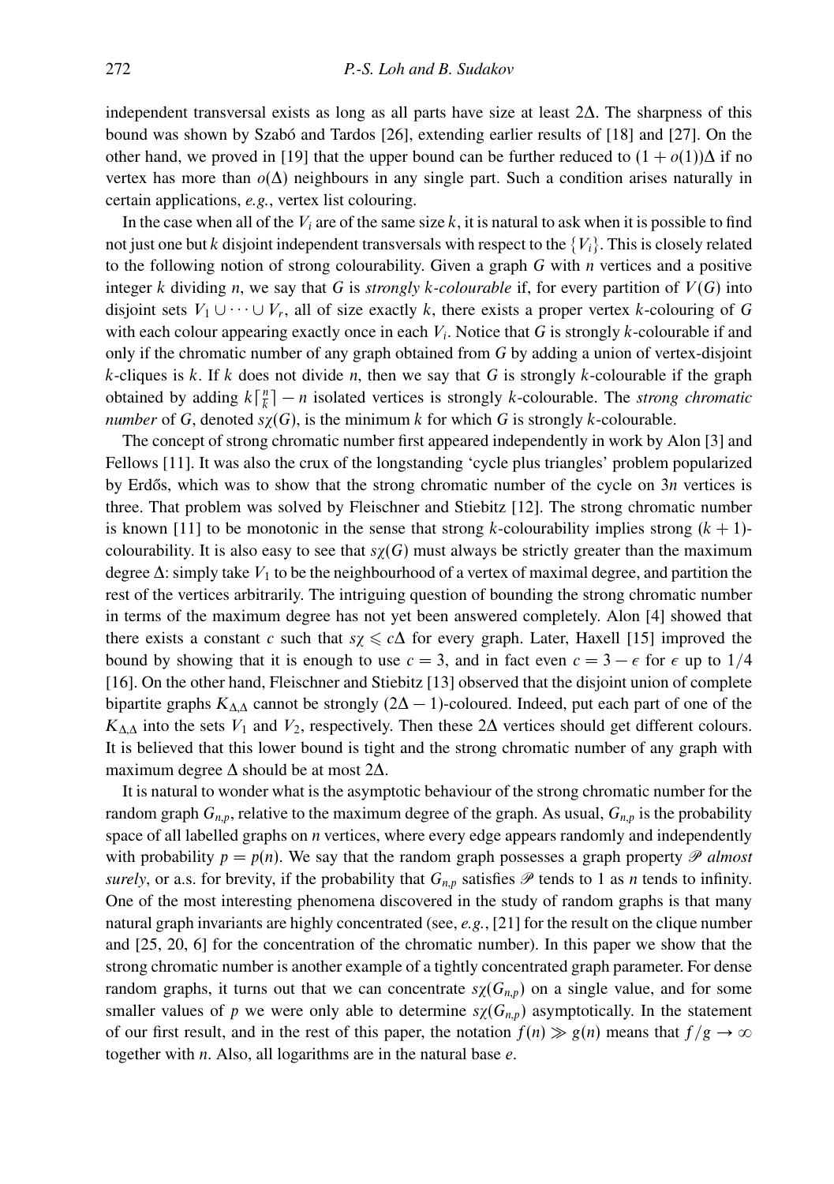independent transversal exists as long as all parts have size at least $2\Delta$. The sharpness of this bound was shown by Szabó and Tardos [26], extending earlier results of [18] and [27]. On the other hand, we proved in [19] that the upper bound can be further reduced to $(1+o(1))\Delta$ if no vertex has more than $o(\Delta)$ neighbours in any single part. Such a condition arises naturally in certain applications, *e.g.*, vertex list colouring.

In the case when all of the $V_i$ are of the same size $k$, it is natural to ask when it is possible to find not just one but $k$ disjoint independent transversals with respect to the $\{V_i\}$. This is closely related to the following notion of strong colourability. Given a graph $G$ with $n$ vertices and a positive integer $k$ dividing $n$, we say that $G$ is *strongly $k$-colourable* if, for every partition of $V(G)$ into disjoint sets $V_1 \cup \cdots \cup V_r$, all of size exactly $k$, there exists a proper vertex $k$-colouring of $G$ with each colour appearing exactly once in each $V_i$. Notice that $G$ is strongly $k$-colourable if and only if the chromatic number of any graph obtained from $G$ by adding a union of vertex-disjoint $k$-cliques is $k$. If $k$ does not divide $n$, then we say that $G$ is strongly $k$-colourable if the graph obtained by adding $k\lceil \frac{n}{k} \rceil - n$ isolated vertices is strongly $k$-colourable. The *strong chromatic number* of $G$, denoted $s\chi(G)$, is the minimum $k$ for which $G$ is strongly $k$-colourable.

The concept of strong chromatic number first appeared independently in work by Alon [3] and Fellows [11]. It was also the crux of the longstanding 'cycle plus triangles' problem popularized by Erdős, which was to show that the strong chromatic number of the cycle on $3n$ vertices is three. That problem was solved by Fleischner and Stiebitz [12]. The strong chromatic number is known [11] to be monotonic in the sense that strong $k$-colourability implies strong $(k+1)$-colourability. It is also easy to see that $s\chi(G)$ must always be strictly greater than the maximum degree $\Delta$: simply take $V_1$ to be the neighbourhood of a vertex of maximal degree, and partition the rest of the vertices arbitrarily. The intriguing question of bounding the strong chromatic number in terms of the maximum degree has not yet been answered completely. Alon [4] showed that there exists a constant $c$ such that $s\chi \leqslant c\Delta$ for every graph. Later, Haxell [15] improved the bound by showing that it is enough to use $c = 3$, and in fact even $c = 3 - \epsilon$ for $\epsilon$ up to $1/4$ [16]. On the other hand, Fleischner and Stiebitz [13] observed that the disjoint union of complete bipartite graphs $K_{\Delta,\Delta}$ cannot be strongly $(2\Delta - 1)$-coloured. Indeed, put each part of one of the $K_{\Delta,\Delta}$ into the sets $V_1$ and $V_2$, respectively. Then these $2\Delta$ vertices should get different colours. It is believed that this lower bound is tight and the strong chromatic number of any graph with maximum degree $\Delta$ should be at most $2\Delta$.

It is natural to wonder what is the asymptotic behaviour of the strong chromatic number for the random graph $G_{n,p}$, relative to the maximum degree of the graph. As usual, $G_{n,p}$ is the probability space of all labelled graphs on $n$ vertices, where every edge appears randomly and independently with probability $p = p(n)$. We say that the random graph possesses a graph property $\mathscr{P}$ *almost surely*, or a.s. for brevity, if the probability that $G_{n,p}$ satisfies $\mathscr{P}$ tends to 1 as $n$ tends to infinity. One of the most interesting phenomena discovered in the study of random graphs is that many natural graph invariants are highly concentrated (see, *e.g.*, [21] for the result on the clique number and [25, 20, 6] for the concentration of the chromatic number). In this paper we show that the strong chromatic number is another example of a tightly concentrated graph parameter. For dense random graphs, it turns out that we can concentrate $s\chi(G_{n,p})$ on a single value, and for some smaller values of $p$ we were only able to determine $s\chi(G_{n,p})$ asymptotically. In the statement of our first result, and in the rest of this paper, the notation $f(n) \gg g(n)$ means that $f/g \to \infty$ together with $n$. Also, all logarithms are in the natural base $e$.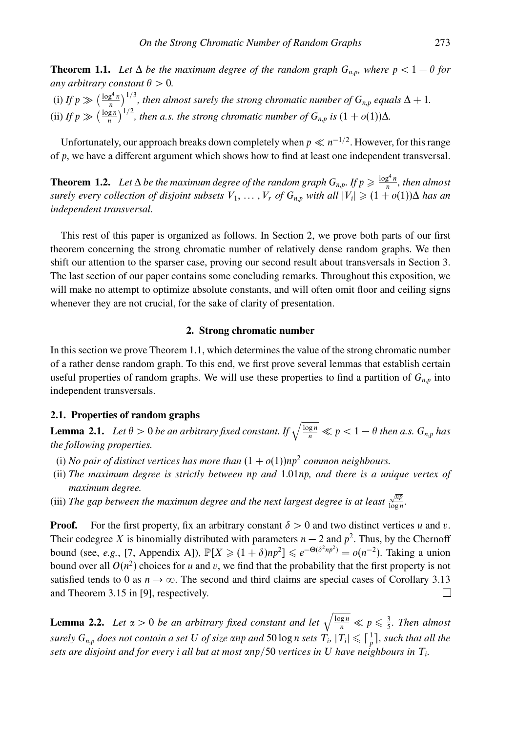**Theorem 1.1.** *Let $\Delta$ be the maximum degree of the random graph $G_{n,p}$, where $p < 1 - \theta$ for any arbitrary constant $\theta > 0$.*

(i) *If $p \gg \left(\frac{\log^4 n}{n}\right)^{1/3}$, then almost surely the strong chromatic number of $G_{n,p}$ equals $\Delta + 1$.*

(ii) *If $p \gg \left(\frac{\log n}{n}\right)^{1/2}$, then a.s. the strong chromatic number of $G_{n,p}$ is $(1 + o(1))\Delta$.*

Unfortunately, our approach breaks down completely when $p \ll n^{-1/2}$. However, for this range of $p$, we have a different argument which shows how to find at least one independent transversal.

**Theorem 1.2.** *Let $\Delta$ be the maximum degree of the random graph $G_{n,p}$. If $p \geqslant \frac{\log^4 n}{n}$, then almost surely every collection of disjoint subsets $V_1, \ldots, V_r$ of $G_{n,p}$ with all $|V_i| \geqslant (1 + o(1))\Delta$ has an independent transversal.*

This rest of this paper is organized as follows. In Section 2, we prove both parts of our first theorem concerning the strong chromatic number of relatively dense random graphs. We then shift our attention to the sparser case, proving our second result about transversals in Section 3. The last section of our paper contains some concluding remarks. Throughout this exposition, we will make no attempt to optimize absolute constants, and will often omit floor and ceiling signs whenever they are not crucial, for the sake of clarity of presentation.

## 2. Strong chromatic number

In this section we prove Theorem 1.1, which determines the value of the strong chromatic number of a rather dense random graph. To this end, we first prove several lemmas that establish certain useful properties of random graphs. We will use these properties to find a partition of $G_{n,p}$ into independent transversals.

### 2.1. Properties of random graphs

**Lemma 2.1.** *Let $\theta > 0$ be an arbitrary fixed constant. If $\sqrt{\frac{\log n}{n}} \ll p < 1 - \theta$ then a.s. $G_{n,p}$ has the following properties.*

(i) *No pair of distinct vertices has more than $(1 + o(1))np^2$ common neighbours.*

(ii) *The maximum degree is strictly between $np$ and $1.01np$, and there is a unique vertex of maximum degree.*

(iii) *The gap between the maximum degree and the next largest degree is at least $\frac{\sqrt{np}}{\log n}$.*

**Proof.** For the first property, fix an arbitrary constant $\delta > 0$ and two distinct vertices $u$ and $v$. Their codegree $X$ is binomially distributed with parameters $n - 2$ and $p^2$. Thus, by the Chernoff bound (see, *e.g.*, [7, Appendix A]), $\mathbb{P}[X \geqslant (1 + \delta)np^2] \leqslant e^{-\Theta(\delta^2 np^2)} = o(n^{-2})$. Taking a union bound over all $O(n^2)$ choices for $u$ and $v$, we find that the probability that the first property is not satisfied tends to 0 as $n \to \infty$. The second and third claims are special cases of Corollary 3.13 and Theorem 3.15 in [9], respectively. $\square$

**Lemma 2.2.** *Let $\alpha > 0$ be an arbitrary fixed constant and let $\sqrt{\frac{\log n}{n}} \ll p \leqslant \frac{3}{5}$. Then almost surely $G_{n,p}$ does not contain a set $U$ of size $\alpha np$ and $50 \log n$ sets $T_i$, $|T_i| \leqslant \lceil \frac{1}{p} \rceil$, such that all the sets are disjoint and for every $i$ all but at most $\alpha np/50$ vertices in $U$ have neighbours in $T_i$.*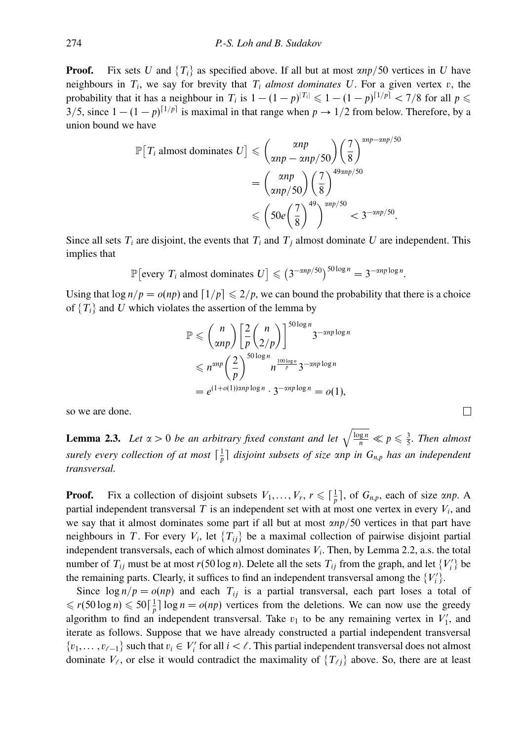**Proof.** Fix sets $U$ and $\{T_i\}$ as specified above. If all but at most $\alpha np/50$ vertices in $U$ have neighbours in $T_i$, we say for brevity that $T_i$ *almost dominates* $U$. For a given vertex $v$, the probability that it has a neighbour in $T_i$ is $1-(1-p)^{|T_i|} \leqslant 1-(1-p)^{\lceil 1/p \rceil} < 7/8$ for all $p \leqslant 3/5$, since $1-(1-p)^{\lceil 1/p \rceil}$ is maximal in that range when $p \to 1/2$ from below. Therefore, by a union bound we have

$$
\begin{aligned}
\mathbb{P}\big[T_i \text{ almost dominates } U\big] &\leqslant \binom{\alpha np}{\alpha np - \alpha np/50}\left(\frac{7}{8}\right)^{\alpha np - \alpha np/50} \\
&= \binom{\alpha np}{\alpha np/50}\left(\frac{7}{8}\right)^{49\alpha np/50} \\
&\leqslant \left(50e\left(\frac{7}{8}\right)^{49}\right)^{\alpha np/50} < 3^{-\alpha np/50}.
\end{aligned}
$$

Since all sets $T_i$ are disjoint, the events that $T_i$ and $T_j$ almost dominate $U$ are independent. This implies that

$$
\mathbb{P}\big[\text{every } T_i \text{ almost dominates } U\big] \leqslant \left(3^{-\alpha np/50}\right)^{50\log n} = 3^{-\alpha np \log n}.
$$

Using that $\log n/p = o(np)$ and $\lceil 1/p \rceil \leqslant 2/p$, we can bound the probability that there is a choice of $\{T_i\}$ and $U$ which violates the assertion of the lemma by

$$
\begin{aligned}
\mathbb{P} &\leqslant \binom{n}{\alpha np}\left[\frac{2}{p}\binom{n}{2/p}\right]^{50\log n} 3^{-\alpha np \log n} \\
&\leqslant n^{\alpha np}\left(\frac{2}{p}\right)^{50\log n} n^{\frac{100\log n}{p}} 3^{-\alpha np \log n} \\
&= e^{(1+o(1))\alpha np \log n} \cdot 3^{-\alpha np \log n} = o(1),
\end{aligned}
$$

so we are done. $\square$

**Lemma 2.3.** *Let $\alpha > 0$ be an arbitrary fixed constant and let $\sqrt{\frac{\log n}{n}} \ll p \leqslant \frac{3}{5}$. Then almost surely every collection of at most $\lceil \frac{1}{p} \rceil$ disjoint subsets of size $\alpha np$ in $G_{n,p}$ has an independent transversal.*

**Proof.** Fix a collection of disjoint subsets $V_1, \ldots, V_r$, $r \leqslant \lceil \frac{1}{p} \rceil$, of $G_{n,p}$, each of size $\alpha np$. A partial independent transversal $T$ is an independent set with at most one vertex in every $V_i$, and we say that it almost dominates some part if all but at most $\alpha np/50$ vertices in that part have neighbours in $T$. For every $V_i$, let $\{T_{ij}\}$ be a maximal collection of pairwise disjoint partial independent transversals, each of which almost dominates $V_i$. Then, by Lemma 2.2, a.s. the total number of $T_{ij}$ must be at most $r(50\log n)$. Delete all the sets $T_{ij}$ from the graph, and let $\{V_i'\}$ be the remaining parts. Clearly, it suffices to find an independent transversal among the $\{V_i'\}$.

Since $\log n/p = o(np)$ and each $T_{ij}$ is a partial transversal, each part loses a total of $\leqslant r(50\log n) \leqslant 50\lceil \frac{1}{p} \rceil \log n = o(np)$ vertices from the deletions. We can now use the greedy algorithm to find an independent transversal. Take $v_1$ to be any remaining vertex in $V_1'$, and iterate as follows. Suppose that we have already constructed a partial independent transversal $\{v_1, \ldots, v_{\ell-1}\}$ such that $v_i \in V_i'$ for all $i < \ell$. This partial independent transversal does not almost dominate $V_\ell$, or else it would contradict the maximality of $\{T_{\ell j}\}$ above. So, there are at least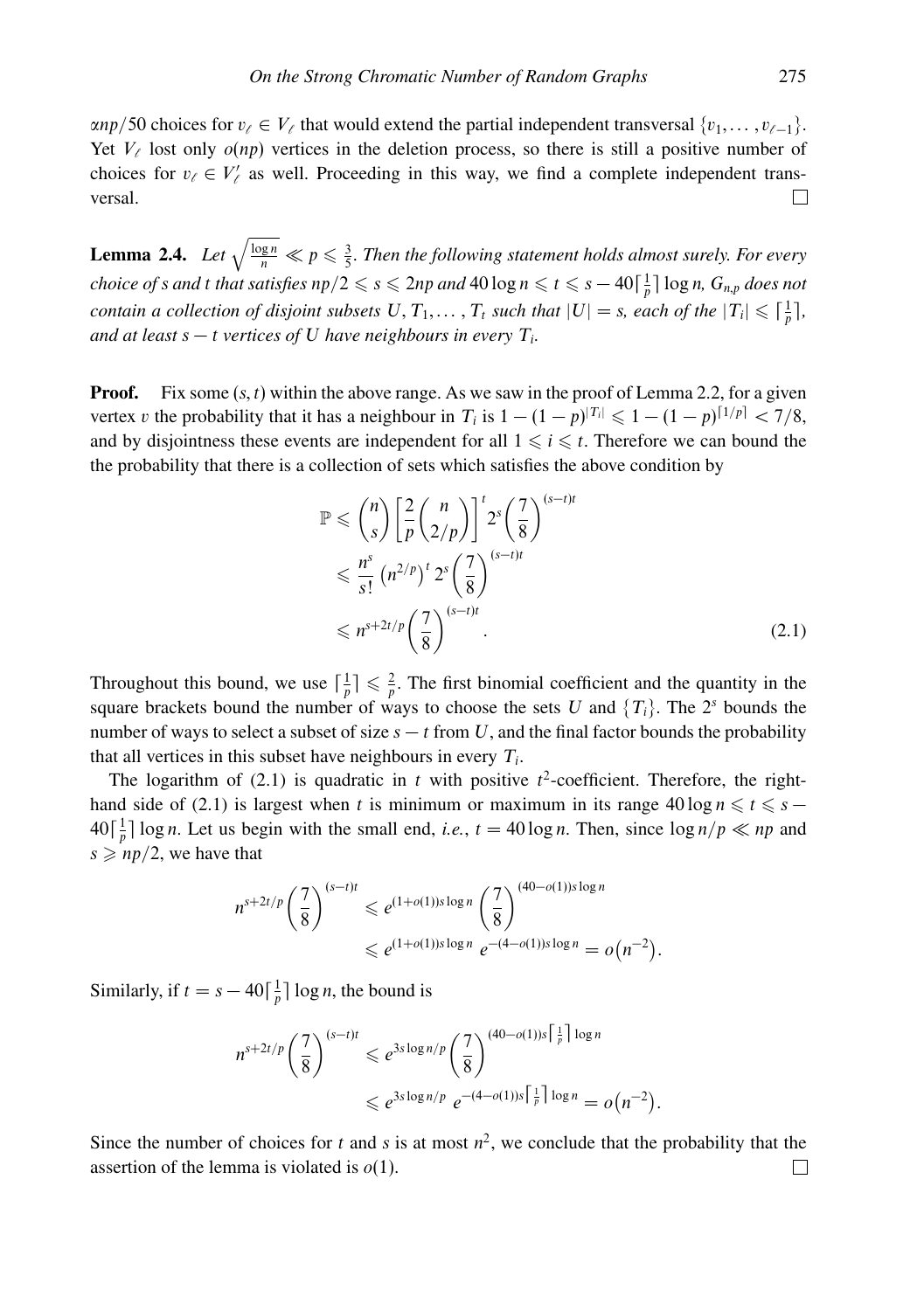$\alpha np/50$ choices for $v_\ell \in V_\ell$ that would extend the partial independent transversal $\{v_1, \dots, v_{\ell-1}\}$. Yet $V_\ell$ lost only $o(np)$ vertices in the deletion process, so there is still a positive number of choices for $v_\ell \in V'_\ell$ as well. Proceeding in this way, we find a complete independent transversal. □

**Lemma 2.4.** *Let* $\sqrt{\frac{\log n}{n}} \ll p \leqslant \frac{3}{5}$*. Then the following statement holds almost surely. For every choice of* $s$ *and* $t$ *that satisfies* $np/2 \leqslant s \leqslant 2np$ *and* $40 \log n \leqslant t \leqslant s - 40\lceil \frac{1}{p} \rceil \log n$*,* $G_{n,p}$ *does not contain a collection of disjoint subsets* $U, T_1, \dots, T_t$ *such that* $|U| = s$*, each of the* $|T_i| \leqslant \lceil \frac{1}{p} \rceil$*, and at least* $s - t$ *vertices of* $U$ *have neighbours in every* $T_i$*.*

**Proof.** Fix some $(s, t)$ within the above range. As we saw in the proof of Lemma 2.2, for a given vertex $v$ the probability that it has a neighbour in $T_i$ is $1 - (1-p)^{|T_i|} \leqslant 1 - (1-p)^{\lceil 1/p \rceil} < 7/8$, and by disjointness these events are independent for all $1 \leqslant i \leqslant t$. Therefore we can bound the the probability that there is a collection of sets which satisfies the above condition by

$$
\begin{aligned}
\mathbb{P} &\leqslant \binom{n}{s} \left[ \frac{2}{p} \binom{n}{2/p} \right]^t 2^s \left( \frac{7}{8} \right)^{(s-t)t} \\
&\leqslant \frac{n^s}{s!} \left( n^{2/p} \right)^t 2^s \left( \frac{7}{8} \right)^{(s-t)t} \\
&\leqslant n^{s+2t/p} \left( \frac{7}{8} \right)^{(s-t)t}. \qquad (2.1)
\end{aligned}
$$

Throughout this bound, we use $\lceil \frac{1}{p} \rceil \leqslant \frac{2}{p}$. The first binomial coefficient and the quantity in the square brackets bound the number of ways to choose the sets $U$ and $\{T_i\}$. The $2^s$ bounds the number of ways to select a subset of size $s - t$ from $U$, and the final factor bounds the probability that all vertices in this subset have neighbours in every $T_i$.

The logarithm of (2.1) is quadratic in $t$ with positive $t^2$-coefficient. Therefore, the right-hand side of (2.1) is largest when $t$ is minimum or maximum in its range $40 \log n \leqslant t \leqslant s - 40\lceil \frac{1}{p} \rceil \log n$. Let us begin with the small end, *i.e.*, $t = 40 \log n$. Then, since $\log n/p \ll np$ and $s \geqslant np/2$, we have that

$$
\begin{aligned}
n^{s+2t/p} \left( \frac{7}{8} \right)^{(s-t)t} &\leqslant e^{(1+o(1)) s \log n} \left( \frac{7}{8} \right)^{(40-o(1)) s \log n} \\
&\leqslant e^{(1+o(1)) s \log n} \, e^{-(4-o(1)) s \log n} = o\big(n^{-2}\big).
\end{aligned}
$$

Similarly, if $t = s - 40\lceil \frac{1}{p} \rceil \log n$, the bound is

$$
\begin{aligned}
n^{s+2t/p} \left( \frac{7}{8} \right)^{(s-t)t} &\leqslant e^{3s \log n/p} \left( \frac{7}{8} \right)^{(40-o(1)) s \lceil \frac{1}{p} \rceil \log n} \\
&\leqslant e^{3s \log n/p} \, e^{-(4-o(1)) s \lceil \frac{1}{p} \rceil \log n} = o\big(n^{-2}\big).
\end{aligned}
$$

Since the number of choices for $t$ and $s$ is at most $n^2$, we conclude that the probability that the assertion of the lemma is violated is $o(1)$. □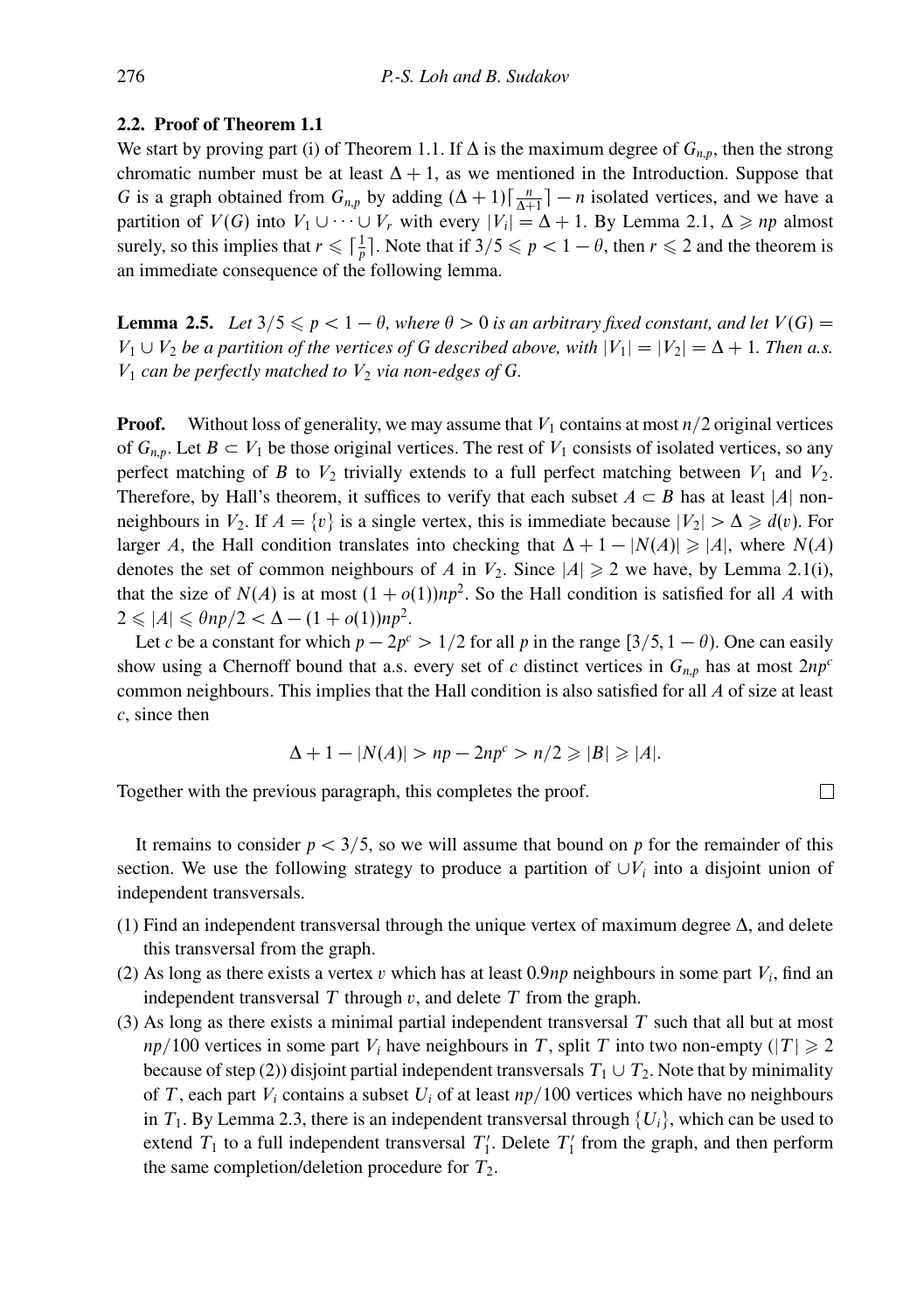### 2.2. Proof of Theorem 1.1

We start by proving part (i) of Theorem 1.1. If $\Delta$ is the maximum degree of $G_{n,p}$, then the strong chromatic number must be at least $\Delta + 1$, as we mentioned in the Introduction. Suppose that $G$ is a graph obtained from $G_{n,p}$ by adding $(\Delta+1)\lceil \frac{n}{\Delta+1} \rceil - n$ isolated vertices, and we have a partition of $V(G)$ into $V_1 \cup \cdots \cup V_r$ with every $|V_i| = \Delta + 1$. By Lemma 2.1, $\Delta \geqslant np$ almost surely, so this implies that $r \leqslant \lceil \frac{1}{p} \rceil$. Note that if $3/5 \leqslant p < 1 - \theta$, then $r \leqslant 2$ and the theorem is an immediate consequence of the following lemma.

**Lemma 2.5.** *Let $3/5 \leqslant p < 1 - \theta$, where $\theta > 0$ is an arbitrary fixed constant, and let $V(G) = V_1 \cup V_2$ be a partition of the vertices of $G$ described above, with $|V_1| = |V_2| = \Delta + 1$. Then a.s. $V_1$ can be perfectly matched to $V_2$ via non-edges of $G$.*

**Proof.** Without loss of generality, we may assume that $V_1$ contains at most $n/2$ original vertices of $G_{n,p}$. Let $B \subset V_1$ be those original vertices. The rest of $V_1$ consists of isolated vertices, so any perfect matching of $B$ to $V_2$ trivially extends to a full perfect matching between $V_1$ and $V_2$. Therefore, by Hall's theorem, it suffices to verify that each subset $A \subset B$ has at least $|A|$ non-neighbours in $V_2$. If $A = \{v\}$ is a single vertex, this is immediate because $|V_2| > \Delta \geqslant d(v)$. For larger $A$, the Hall condition translates into checking that $\Delta + 1 - |N(A)| \geqslant |A|$, where $N(A)$ denotes the set of common neighbours of $A$ in $V_2$. Since $|A| \geqslant 2$ we have, by Lemma 2.1(i), that the size of $N(A)$ is at most $(1 + o(1))np^2$. So the Hall condition is satisfied for all $A$ with $2 \leqslant |A| \leqslant \theta np/2 < \Delta - (1 + o(1))np^2$.

Let $c$ be a constant for which $p - 2p^c > 1/2$ for all $p$ in the range $[3/5, 1 - \theta)$. One can easily show using a Chernoff bound that a.s. every set of $c$ distinct vertices in $G_{n,p}$ has at most $2np^c$ common neighbours. This implies that the Hall condition is also satisfied for all $A$ of size at least $c$, since then

$$\Delta + 1 - |N(A)| > np - 2np^c > n/2 \geqslant |B| \geqslant |A|.$$

Together with the previous paragraph, this completes the proof. $\square$

It remains to consider $p < 3/5$, so we will assume that bound on $p$ for the remainder of this section. We use the following strategy to produce a partition of $\cup V_i$ into a disjoint union of independent transversals.

(1) Find an independent transversal through the unique vertex of maximum degree $\Delta$, and delete this transversal from the graph.

(2) As long as there exists a vertex $v$ which has at least $0.9np$ neighbours in some part $V_i$, find an independent transversal $T$ through $v$, and delete $T$ from the graph.

(3) As long as there exists a minimal partial independent transversal $T$ such that all but at most $np/100$ vertices in some part $V_i$ have neighbours in $T$, split $T$ into two non-empty ($|T| \geqslant 2$ because of step (2)) disjoint partial independent transversals $T_1 \cup T_2$. Note that by minimality of $T$, each part $V_i$ contains a subset $U_i$ of at least $np/100$ vertices which have no neighbours in $T_1$. By Lemma 2.3, there is an independent transversal through $\{U_i\}$, which can be used to extend $T_1$ to a full independent transversal $T_1'$. Delete $T_1'$ from the graph, and then perform the same completion/deletion procedure for $T_2$.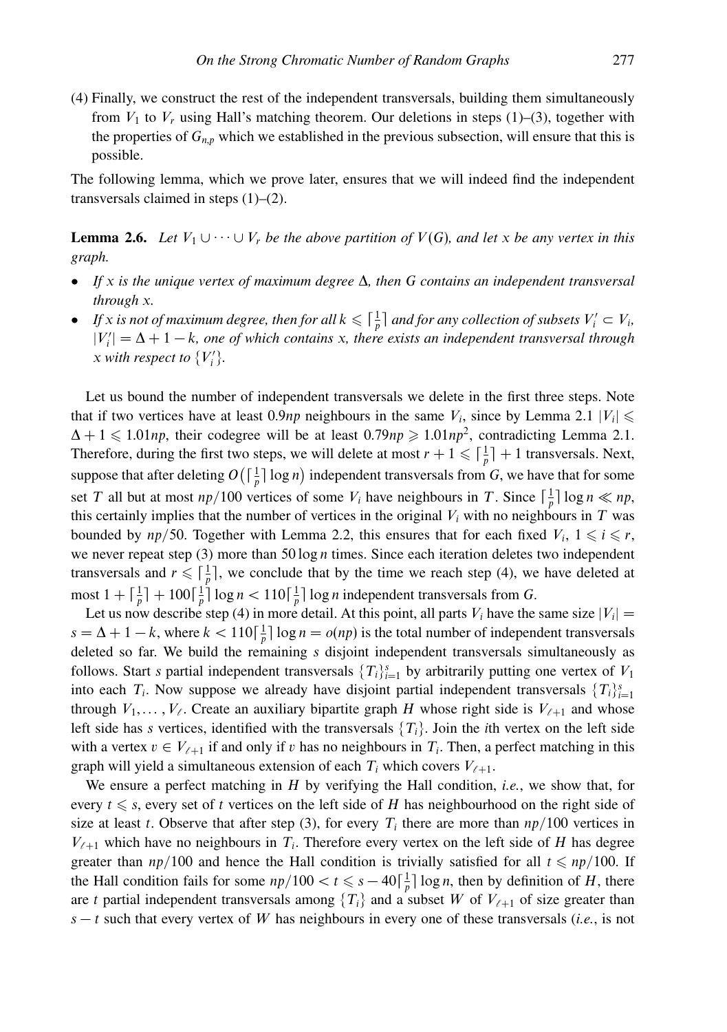(4) Finally, we construct the rest of the independent transversals, building them simultaneously from $V_1$ to $V_r$ using Hall's matching theorem. Our deletions in steps (1)–(3), together with the properties of $G_{n,p}$ which we established in the previous subsection, will ensure that this is possible.

The following lemma, which we prove later, ensures that we will indeed find the independent transversals claimed in steps (1)–(2).

**Lemma 2.6.** *Let $V_1 \cup \cdots \cup V_r$ be the above partition of $V(G)$, and let $x$ be any vertex in this graph.*

- *If $x$ is the unique vertex of maximum degree $\Delta$, then $G$ contains an independent transversal through $x$.*
- *If $x$ is not of maximum degree, then for all $k \leqslant \lceil \frac{1}{p} \rceil$ and for any collection of subsets $V_i' \subset V_i$, $|V_i'| = \Delta + 1 - k$, one of which contains $x$, there exists an independent transversal through $x$ with respect to $\{V_i'\}$.*

Let us bound the number of independent transversals we delete in the first three steps. Note that if two vertices have at least $0.9np$ neighbours in the same $V_i$, since by Lemma 2.1 $|V_i| \leqslant \Delta + 1 \leqslant 1.01np$, their codegree will be at least $0.79np \geqslant 1.01np^2$, contradicting Lemma 2.1. Therefore, during the first two steps, we will delete at most $r + 1 \leqslant \lceil \frac{1}{p} \rceil + 1$ transversals. Next, suppose that after deleting $O\big(\lceil \frac{1}{p} \rceil \log n\big)$ independent transversals from $G$, we have that for some set $T$ all but at most $np/100$ vertices of some $V_i$ have neighbours in $T$. Since $\lceil \frac{1}{p} \rceil \log n \ll np$, this certainly implies that the number of vertices in the original $V_i$ with no neighbours in $T$ was bounded by $np/50$. Together with Lemma 2.2, this ensures that for each fixed $V_i$, $1 \leqslant i \leqslant r$, we never repeat step (3) more than $50 \log n$ times. Since each iteration deletes two independent transversals and $r \leqslant \lceil \frac{1}{p} \rceil$, we conclude that by the time we reach step (4), we have deleted at most $1 + \lceil \frac{1}{p} \rceil + 100 \lceil \frac{1}{p} \rceil \log n < 110 \lceil \frac{1}{p} \rceil \log n$ independent transversals from $G$.

Let us now describe step (4) in more detail. At this point, all parts $V_i$ have the same size $|V_i| = s = \Delta + 1 - k$, where $k < 110 \lceil \frac{1}{p} \rceil \log n = o(np)$ is the total number of independent transversals deleted so far. We build the remaining $s$ disjoint independent transversals simultaneously as follows. Start $s$ partial independent transversals $\{T_i\}_{i=1}^s$ by arbitrarily putting one vertex of $V_1$ into each $T_i$. Now suppose we already have disjoint partial independent transversals $\{T_i\}_{i=1}^s$ through $V_1, \ldots, V_\ell$. Create an auxiliary bipartite graph $H$ whose right side is $V_{\ell+1}$ and whose left side has $s$ vertices, identified with the transversals $\{T_i\}$. Join the $i$th vertex on the left side with a vertex $v \in V_{\ell+1}$ if and only if $v$ has no neighbours in $T_i$. Then, a perfect matching in this graph will yield a simultaneous extension of each $T_i$ which covers $V_{\ell+1}$.

We ensure a perfect matching in $H$ by verifying the Hall condition, *i.e.*, we show that, for every $t \leqslant s$, every set of $t$ vertices on the left side of $H$ has neighbourhood on the right side of size at least $t$. Observe that after step (3), for every $T_i$ there are more than $np/100$ vertices in $V_{\ell+1}$ which have no neighbours in $T_i$. Therefore every vertex on the left side of $H$ has degree greater than $np/100$ and hence the Hall condition is trivially satisfied for all $t \leqslant np/100$. If the Hall condition fails for some $np/100 < t \leqslant s - 40 \lceil \frac{1}{p} \rceil \log n$, then by definition of $H$, there are $t$ partial independent transversals among $\{T_i\}$ and a subset $W$ of $V_{\ell+1}$ of size greater than $s - t$ such that every vertex of $W$ has neighbours in every one of these transversals (*i.e.*, is not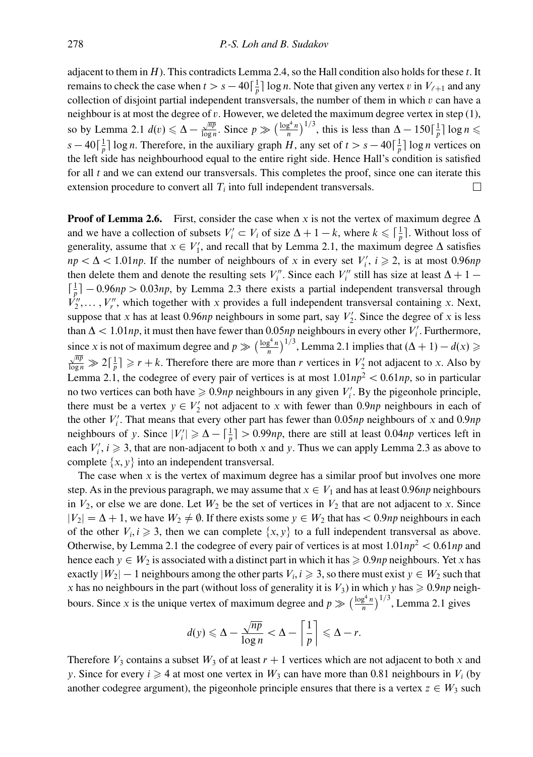adjacent to them in $H$). This contradicts Lemma 2.4, so the Hall condition also holds for these $t$. It remains to check the case when $t > s - 40\lceil \frac{1}{p} \rceil \log n$. Note that given any vertex $v$ in $V_{\ell+1}$ and any collection of disjoint partial independent transversals, the number of them in which $v$ can have a neighbour is at most the degree of $v$. However, we deleted the maximum degree vertex in step (1), so by Lemma 2.1 $d(v) \leqslant \Delta - \frac{\sqrt{np}}{\log n}$. Since $p \gg \left(\frac{\log^4 n}{n}\right)^{1/3}$, this is less than $\Delta - 150\lceil \frac{1}{p} \rceil \log n \leqslant s - 40\lceil \frac{1}{p} \rceil \log n$. Therefore, in the auxiliary graph $H$, any set of $t > s - 40\lceil \frac{1}{p} \rceil \log n$ vertices on the left side has neighbourhood equal to the entire right side. Hence Hall's condition is satisfied for all $t$ and we can extend our transversals. This completes the proof, since one can iterate this extension procedure to convert all $T_i$ into full independent transversals. □

**Proof of Lemma 2.6.** First, consider the case when $x$ is not the vertex of maximum degree $\Delta$ and we have a collection of subsets $V_i' \subset V_i$ of size $\Delta + 1 - k$, where $k \leqslant \lceil \frac{1}{p} \rceil$. Without loss of generality, assume that $x \in V_1'$, and recall that by Lemma 2.1, the maximum degree $\Delta$ satisfies $np < \Delta < 1.01np$. If the number of neighbours of $x$ in every set $V_i'$, $i \geqslant 2$, is at most $0.96np$ then delete them and denote the resulting sets $V_i''$. Since each $V_i''$ still has size at least $\Delta + 1 - \lceil \frac{1}{p} \rceil - 0.96np > 0.03np$, by Lemma 2.3 there exists a partial independent transversal through $V_2'', \ldots, V_r''$, which together with $x$ provides a full independent transversal containing $x$. Next, suppose that $x$ has at least $0.96np$ neighbours in some part, say $V_2'$. Since the degree of $x$ is less than $\Delta < 1.01np$, it must then have fewer than $0.05np$ neighbours in every other $V_i'$. Furthermore, since $x$ is not of maximum degree and $p \gg \left(\frac{\log^4 n}{n}\right)^{1/3}$, Lemma 2.1 implies that $(\Delta + 1) - d(x) \geqslant \frac{\sqrt{np}}{\log n} \gg 2\lceil \frac{1}{p} \rceil \geqslant r + k$. Therefore there are more than $r$ vertices in $V_2'$ not adjacent to $x$. Also by Lemma 2.1, the codegree of every pair of vertices is at most $1.01np^2 < 0.61np$, so in particular no two vertices can both have $\geqslant 0.9np$ neighbours in any given $V_i'$. By the pigeonhole principle, there must be a vertex $y \in V_2'$ not adjacent to $x$ with fewer than $0.9np$ neighbours in each of the other $V_i'$. That means that every other part has fewer than $0.05np$ neighbours of $x$ and $0.9np$ neighbours of $y$. Since $|V_i'| \geqslant \Delta - \lceil \frac{1}{p} \rceil > 0.99np$, there are still at least $0.04np$ vertices left in each $V_i'$, $i \geqslant 3$, that are non-adjacent to both $x$ and $y$. Thus we can apply Lemma 2.3 as above to complete $\{x, y\}$ into an independent transversal.

The case when $x$ is the vertex of maximum degree has a similar proof but involves one more step. As in the previous paragraph, we may assume that $x \in V_1$ and has at least $0.96np$ neighbours in $V_2$, or else we are done. Let $W_2$ be the set of vertices in $V_2$ that are not adjacent to $x$. Since $|V_2| = \Delta + 1$, we have $W_2 \neq \emptyset$. If there exists some $y \in W_2$ that has $< 0.9np$ neighbours in each of the other $V_i, i \geqslant 3$, then we can complete $\{x, y\}$ to a full independent transversal as above. Otherwise, by Lemma 2.1 the codegree of every pair of vertices is at most $1.01np^2 < 0.61np$ and hence each $y \in W_2$ is associated with a distinct part in which it has $\geqslant 0.9np$ neighbours. Yet $x$ has exactly $|W_2| - 1$ neighbours among the other parts $V_i, i \geqslant 3$, so there must exist $y \in W_2$ such that $x$ has no neighbours in the part (without loss of generality it is $V_3$) in which $y$ has $\geqslant 0.9np$ neighbours. Since $x$ is the unique vertex of maximum degree and $p \gg \left(\frac{\log^4 n}{n}\right)^{1/3}$, Lemma 2.1 gives

$$d(y) \leqslant \Delta - \frac{\sqrt{np}}{\log n} < \Delta - \left\lceil \frac{1}{p} \right\rceil \leqslant \Delta - r.$$

Therefore $V_3$ contains a subset $W_3$ of at least $r + 1$ vertices which are not adjacent to both $x$ and $y$. Since for every $i \geqslant 4$ at most one vertex in $W_3$ can have more than $0.81$ neighbours in $V_i$ (by another codegree argument), the pigeonhole principle ensures that there is a vertex $z \in W_3$ such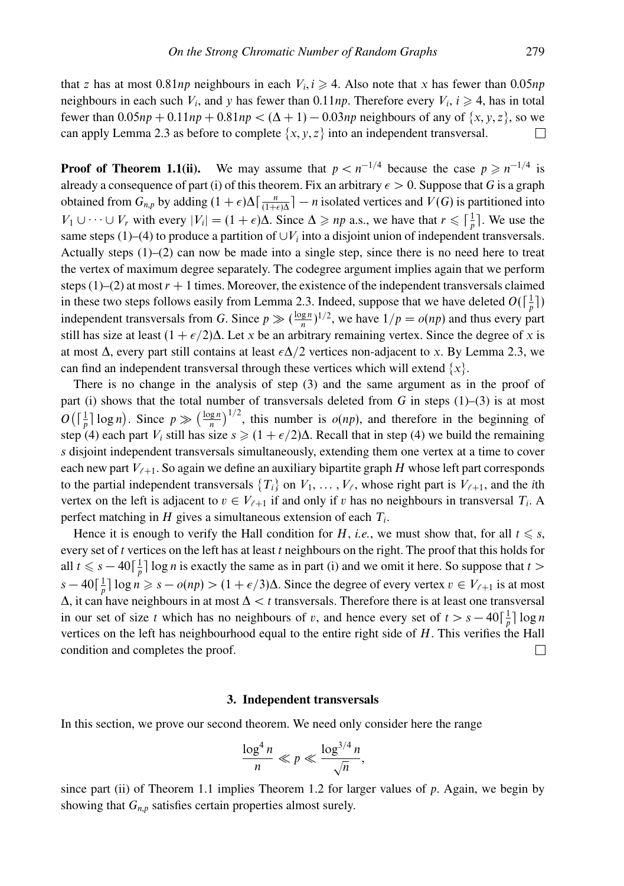that $z$ has at most $0.81np$ neighbours in each $V_i, i \geqslant 4$. Also note that $x$ has fewer than $0.05np$ neighbours in each such $V_i$, and $y$ has fewer than $0.11np$. Therefore every $V_i$, $i \geqslant 4$, has in total fewer than $0.05np + 0.11np + 0.81np < (\Delta + 1) - 0.03np$ neighbours of any of $\{x, y, z\}$, so we can apply Lemma 2.3 as before to complete $\{x, y, z\}$ into an independent transversal. $\square$

**Proof of Theorem 1.1(ii).** We may assume that $p < n^{-1/4}$ because the case $p \geqslant n^{-1/4}$ is already a consequence of part (i) of this theorem. Fix an arbitrary $\epsilon > 0$. Suppose that $G$ is a graph obtained from $G_{n,p}$ by adding $(1+\epsilon)\Delta\lceil \frac{n}{(1+\epsilon)\Delta} \rceil - n$ isolated vertices and $V(G)$ is partitioned into $V_1 \cup \cdots \cup V_r$ with every $|V_i| = (1+\epsilon)\Delta$. Since $\Delta \geqslant np$ a.s., we have that $r \leqslant \lceil \frac{1}{p} \rceil$. We use the same steps (1)–(4) to produce a partition of $\cup V_i$ into a disjoint union of independent transversals. Actually steps (1)–(2) can now be made into a single step, since there is no need here to treat the vertex of maximum degree separately. The codegree argument implies again that we perform steps (1)–(2) at most $r + 1$ times. Moreover, the existence of the independent transversals claimed in these two steps follows easily from Lemma 2.3. Indeed, suppose that we have deleted $O(\lceil \frac{1}{p} \rceil)$ independent transversals from $G$. Since $p \gg (\frac{\log n}{n})^{1/2}$, we have $1/p = o(np)$ and thus every part still has size at least $(1+\epsilon/2)\Delta$. Let $x$ be an arbitrary remaining vertex. Since the degree of $x$ is at most $\Delta$, every part still contains at least $\epsilon\Delta/2$ vertices non-adjacent to $x$. By Lemma 2.3, we can find an independent transversal through these vertices which will extend $\{x\}$.

There is no change in the analysis of step (3) and the same argument as in the proof of part (i) shows that the total number of transversals deleted from $G$ in steps (1)–(3) is at most $O\left(\lceil \frac{1}{p} \rceil \log n\right)$. Since $p \gg \left(\frac{\log n}{n}\right)^{1/2}$, this number is $o(np)$, and therefore in the beginning of step (4) each part $V_i$ still has size $s \geqslant (1+\epsilon/2)\Delta$. Recall that in step (4) we build the remaining $s$ disjoint independent transversals simultaneously, extending them one vertex at a time to cover each new part $V_{\ell+1}$. So again we define an auxiliary bipartite graph $H$ whose left part corresponds to the partial independent transversals $\{T_i\}$ on $V_1, \ldots, V_\ell$, whose right part is $V_{\ell+1}$, and the $i$th vertex on the left is adjacent to $v \in V_{\ell+1}$ if and only if $v$ has no neighbours in transversal $T_i$. A perfect matching in $H$ gives a simultaneous extension of each $T_i$.

Hence it is enough to verify the Hall condition for $H$, *i.e.*, we must show that, for all $t \leqslant s$, every set of $t$ vertices on the left has at least $t$ neighbours on the right. The proof that this holds for all $t \leqslant s - 40\lceil \frac{1}{p} \rceil \log n$ is exactly the same as in part (i) and we omit it here. So suppose that $t > s - 40\lceil \frac{1}{p} \rceil \log n \geqslant s - o(np) > (1+\epsilon/3)\Delta$. Since the degree of every vertex $v \in V_{\ell+1}$ is at most $\Delta$, it can have neighbours in at most $\Delta < t$ transversals. Therefore there is at least one transversal in our set of size $t$ which has no neighbours of $v$, and hence every set of $t > s - 40\lceil \frac{1}{p} \rceil \log n$ vertices on the left has neighbourhood equal to the entire right side of $H$. This verifies the Hall condition and completes the proof. $\square$

## 3. Independent transversals

In this section, we prove our second theorem. We need only consider here the range

$$\frac{\log^4 n}{n} \ll p \ll \frac{\log^{3/4} n}{\sqrt{n}},$$

since part (ii) of Theorem 1.1 implies Theorem 1.2 for larger values of $p$. Again, we begin by showing that $G_{n,p}$ satisfies certain properties almost surely.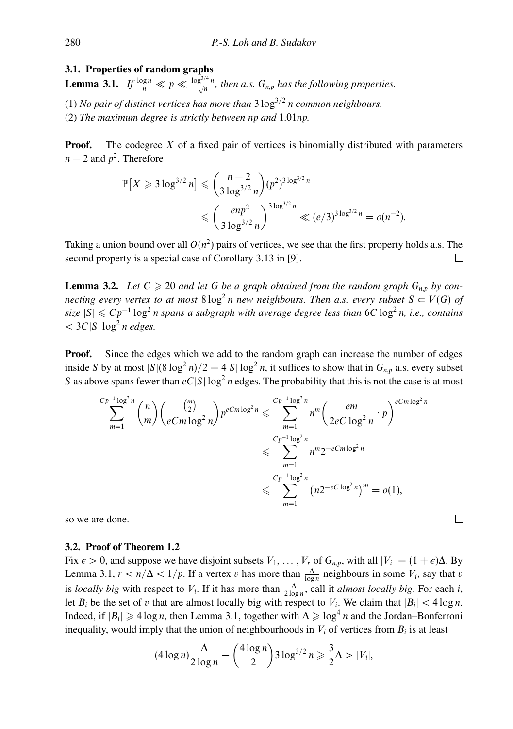### 3.1. Properties of random graphs

**Lemma 3.1.** *If $\frac{\log n}{n} \ll p \ll \frac{\log^{3/4} n}{\sqrt{n}}$, then a.s. $G_{n,p}$ has the following properties.*

(1) *No pair of distinct vertices has more than $3\log^{3/2} n$ common neighbours.*

(2) *The maximum degree is strictly between $np$ and $1.01np$.*

**Proof.** The codegree $X$ of a fixed pair of vertices is binomially distributed with parameters $n-2$ and $p^2$. Therefore

$$\mathbb{P}\big[X \geqslant 3\log^{3/2} n\big] \leqslant \binom{n-2}{3\log^{3/2} n}(p^2)^{3\log^{3/2} n}$$

$$\leqslant \left(\frac{enp^2}{3\log^{3/2} n}\right)^{3\log^{3/2} n} \ll (e/3)^{3\log^{3/2} n} = o(n^{-2}).$$

Taking a union bound over all $O(n^2)$ pairs of vertices, we see that the first property holds a.s. The second property is a special case of Corollary 3.13 in [9]. $\square$

**Lemma 3.2.** *Let $C \geqslant 20$ and let $G$ be a graph obtained from the random graph $G_{n,p}$ by connecting every vertex to at most $8\log^2 n$ new neighbours. Then a.s. every subset $S \subset V(G)$ of size $|S| \leqslant Cp^{-1}\log^2 n$ spans a subgraph with average degree less than $6C\log^2 n$, i.e., contains $< 3C|S|\log^2 n$ edges.*

**Proof.** Since the edges which we add to the random graph can increase the number of edges inside $S$ by at most $|S|(8\log^2 n)/2 = 4|S|\log^2 n$, it suffices to show that in $G_{n,p}$ a.s. every subset $S$ as above spans fewer than $eC|S|\log^2 n$ edges. The probability that this is not the case is at most

$$\sum_{m=1}^{Cp^{-1}\log^2 n} \binom{n}{m}\binom{\binom{m}{2}}{eCm\log^2 n} p^{eCm\log^2 n} \leqslant \sum_{m=1}^{Cp^{-1}\log^2 n} n^m\left(\frac{em}{2eC\log^2 n}\cdot p\right)^{eCm\log^2 n}$$

$$\leqslant \sum_{m=1}^{Cp^{-1}\log^2 n} n^m 2^{-eCm\log^2 n}$$

$$\leqslant \sum_{m=1}^{Cp^{-1}\log^2 n} \left(n2^{-eC\log^2 n}\right)^m = o(1),$$

so we are done. $\square$

### 3.2. Proof of Theorem 1.2

Fix $\epsilon > 0$, and suppose we have disjoint subsets $V_1, \ldots, V_r$ of $G_{n,p}$, with all $|V_i| = (1+\epsilon)\Delta$. By Lemma 3.1, $r < n/\Delta < 1/p$. If a vertex $v$ has more than $\frac{\Delta}{\log n}$ neighbours in some $V_i$, say that $v$ is *locally big* with respect to $V_i$. If it has more than $\frac{\Delta}{2\log n}$, call it *almost locally big*. For each $i$, let $B_i$ be the set of $v$ that are almost locally big with respect to $V_i$. We claim that $|B_i| < 4\log n$. Indeed, if $|B_i| \geqslant 4\log n$, then Lemma 3.1, together with $\Delta \geqslant \log^4 n$ and the Jordan–Bonferroni inequality, would imply that the union of neighbourhoods in $V_i$ of vertices from $B_i$ is at least

$$(4\log n)\frac{\Delta}{2\log n} - \binom{4\log n}{2} 3\log^{3/2} n \geqslant \frac{3}{2}\Delta > |V_i|,$$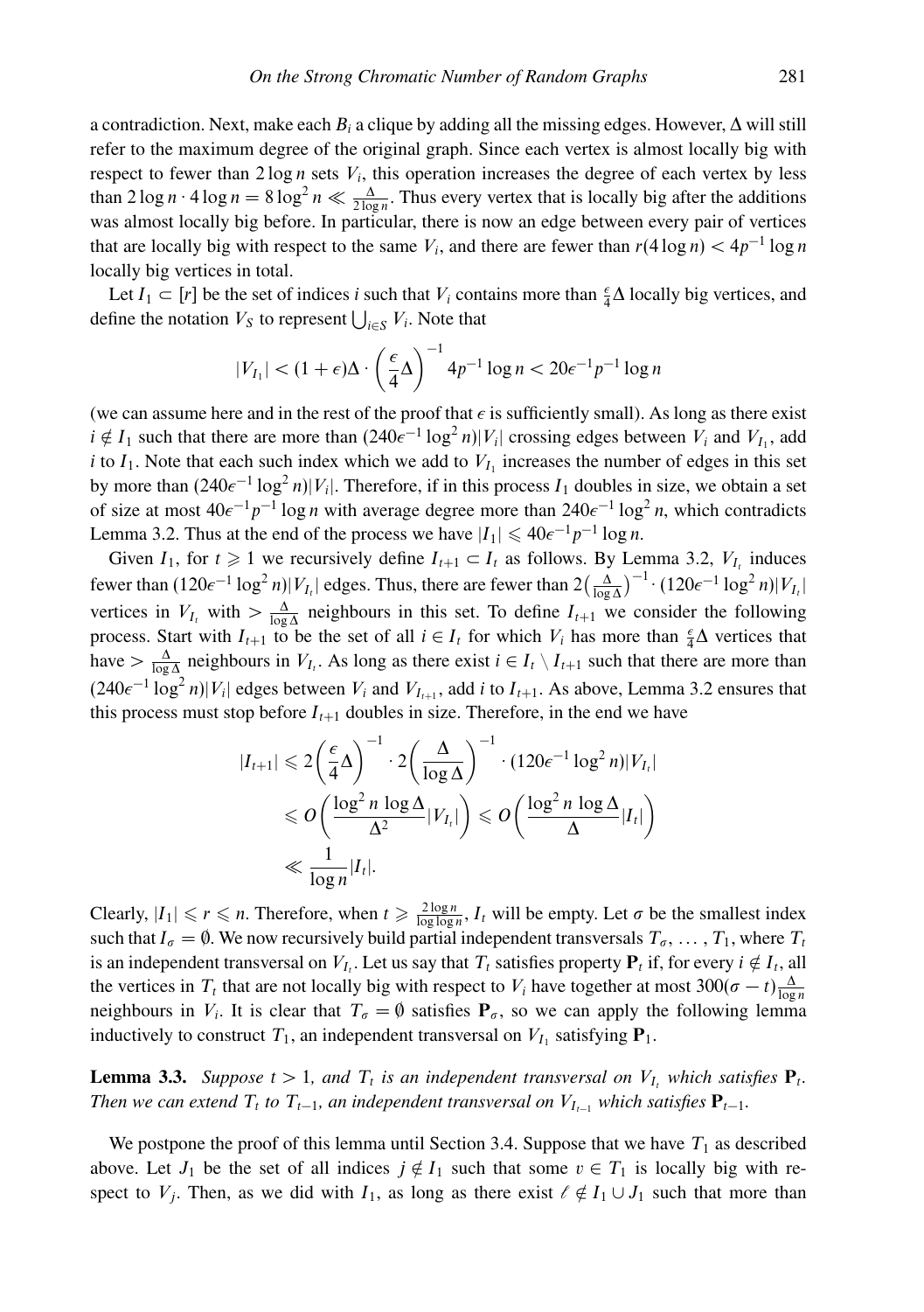a contradiction. Next, make each $B_i$ a clique by adding all the missing edges. However, $\Delta$ will still refer to the maximum degree of the original graph. Since each vertex is almost locally big with respect to fewer than $2\log n$ sets $V_i$, this operation increases the degree of each vertex by less than $2\log n \cdot 4\log n = 8\log^2 n \ll \frac{\Delta}{2\log n}$. Thus every vertex that is locally big after the additions was almost locally big before. In particular, there is now an edge between every pair of vertices that are locally big with respect to the same $V_i$, and there are fewer than $r(4\log n) < 4p^{-1}\log n$ locally big vertices in total.

Let $I_1 \subset [r]$ be the set of indices $i$ such that $V_i$ contains more than $\frac{\epsilon}{4}\Delta$ locally big vertices, and define the notation $V_S$ to represent $\bigcup_{i\in S} V_i$. Note that

$$|V_{I_1}| < (1+\epsilon)\Delta \cdot \left(\frac{\epsilon}{4}\Delta\right)^{-1} 4p^{-1}\log n < 20\epsilon^{-1}p^{-1}\log n$$

(we can assume here and in the rest of the proof that $\epsilon$ is sufficiently small). As long as there exist $i \notin I_1$ such that there are more than $(240\epsilon^{-1}\log^2 n)|V_i|$ crossing edges between $V_i$ and $V_{I_1}$, add $i$ to $I_1$. Note that each such index which we add to $V_{I_1}$ increases the number of edges in this set by more than $(240\epsilon^{-1}\log^2 n)|V_i|$. Therefore, if in this process $I_1$ doubles in size, we obtain a set of size at most $40\epsilon^{-1}p^{-1}\log n$ with average degree more than $240\epsilon^{-1}\log^2 n$, which contradicts Lemma 3.2. Thus at the end of the process we have $|I_1| \leqslant 40\epsilon^{-1}p^{-1}\log n$.

Given $I_1$, for $t \geqslant 1$ we recursively define $I_{t+1} \subset I_t$ as follows. By Lemma 3.2, $V_{I_t}$ induces fewer than $(120\epsilon^{-1}\log^2 n)|V_{I_t}|$ edges. Thus, there are fewer than $2\left(\frac{\Delta}{\log\Delta}\right)^{-1}\cdot(120\epsilon^{-1}\log^2 n)|V_{I_t}|$ vertices in $V_{I_t}$ with $> \frac{\Delta}{\log\Delta}$ neighbours in this set. To define $I_{t+1}$ we consider the following process. Start with $I_{t+1}$ to be the set of all $i \in I_t$ for which $V_i$ has more than $\frac{\epsilon}{4}\Delta$ vertices that have $> \frac{\Delta}{\log\Delta}$ neighbours in $V_{I_t}$. As long as there exist $i \in I_t \setminus I_{t+1}$ such that there are more than $(240\epsilon^{-1}\log^2 n)|V_i|$ edges between $V_i$ and $V_{I_{t+1}}$, add $i$ to $I_{t+1}$. As above, Lemma 3.2 ensures that this process must stop before $I_{t+1}$ doubles in size. Therefore, in the end we have

$$\begin{aligned}
|I_{t+1}| &\leqslant 2\left(\frac{\epsilon}{4}\Delta\right)^{-1}\cdot 2\left(\frac{\Delta}{\log\Delta}\right)^{-1}\cdot(120\epsilon^{-1}\log^2 n)|V_{I_t}| \\
&\leqslant O\left(\frac{\log^2 n\,\log\Delta}{\Delta^2}|V_{I_t}|\right) \leqslant O\left(\frac{\log^2 n\,\log\Delta}{\Delta}|I_t|\right) \\
&\ll \frac{1}{\log n}|I_t|.
\end{aligned}$$

Clearly, $|I_1| \leqslant r \leqslant n$. Therefore, when $t \geqslant \frac{2\log n}{\log\log n}$, $I_t$ will be empty. Let $\sigma$ be the smallest index such that $I_\sigma = \emptyset$. We now recursively build partial independent transversals $T_\sigma, \ldots, T_1$, where $T_t$ is an independent transversal on $V_{I_t}$. Let us say that $T_t$ satisfies property $\mathbf{P}_t$ if, for every $i \notin I_t$, all the vertices in $T_t$ that are not locally big with respect to $V_i$ have together at most $300(\sigma - t)\frac{\Delta}{\log n}$ neighbours in $V_i$. It is clear that $T_\sigma = \emptyset$ satisfies $\mathbf{P}_\sigma$, so we can apply the following lemma inductively to construct $T_1$, an independent transversal on $V_{I_1}$ satisfying $\mathbf{P}_1$.

**Lemma 3.3.** *Suppose $t > 1$, and $T_t$ is an independent transversal on $V_{I_t}$ which satisfies $\mathbf{P}_t$. Then we can extend $T_t$ to $T_{t-1}$, an independent transversal on $V_{I_{t-1}}$ which satisfies $\mathbf{P}_{t-1}$.*

We postpone the proof of this lemma until Section 3.4. Suppose that we have $T_1$ as described above. Let $J_1$ be the set of all indices $j \notin I_1$ such that some $v \in T_1$ is locally big with respect to $V_j$. Then, as we did with $I_1$, as long as there exist $\ell \notin I_1 \cup J_1$ such that more than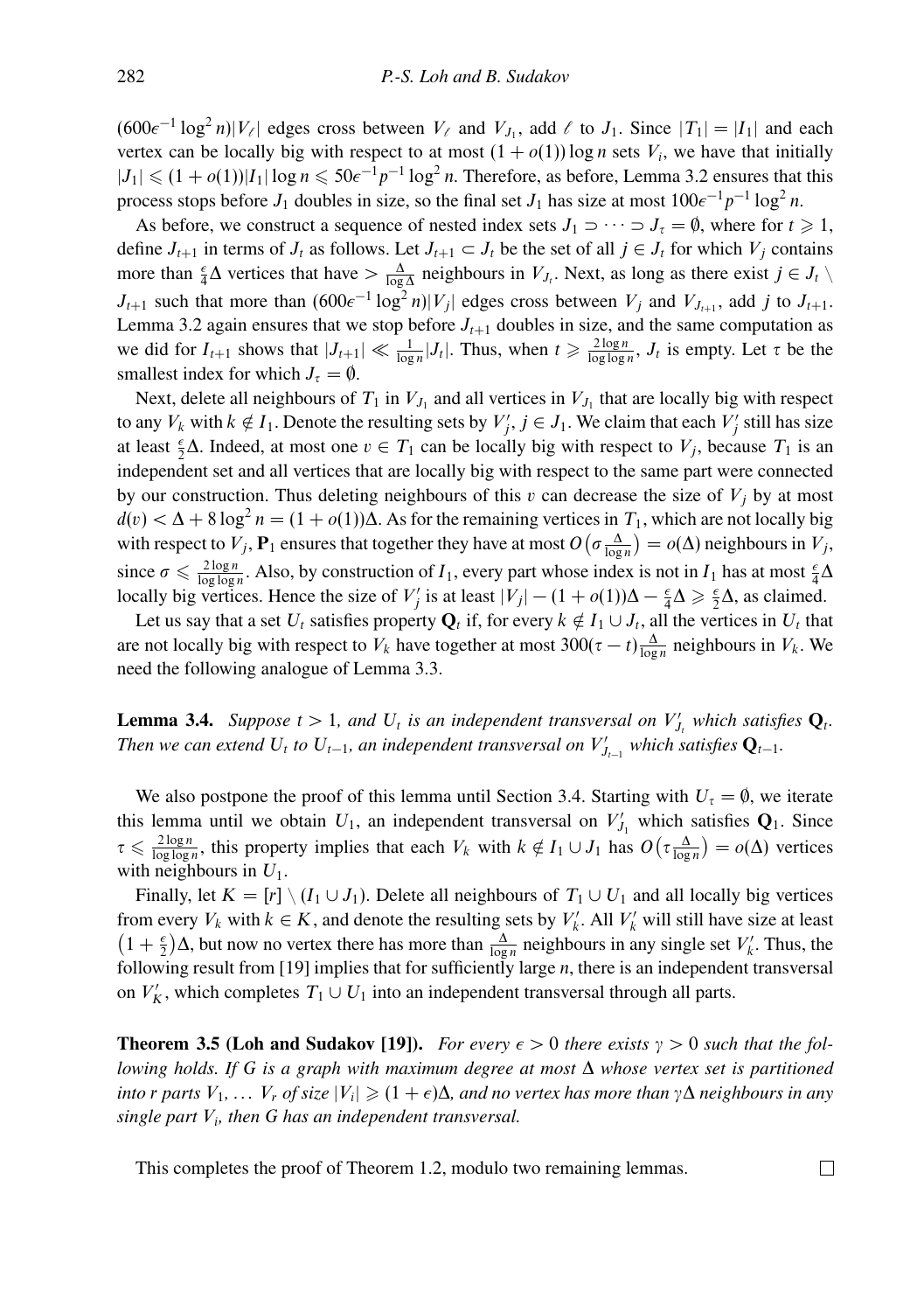$(600\epsilon^{-1}\log^2 n)|V_\ell|$ edges cross between $V_\ell$ and $V_{J_1}$, add $\ell$ to $J_1$. Since $|T_1| = |I_1|$ and each vertex can be locally big with respect to at most $(1+o(1))\log n$ sets $V_i$, we have that initially $|J_1| \leqslant (1+o(1))|I_1|\log n \leqslant 50\epsilon^{-1}p^{-1}\log^2 n$. Therefore, as before, Lemma 3.2 ensures that this process stops before $J_1$ doubles in size, so the final set $J_1$ has size at most $100\epsilon^{-1}p^{-1}\log^2 n$.

As before, we construct a sequence of nested index sets $J_1 \supset \cdots \supset J_\tau = \emptyset$, where for $t \geqslant 1$, define $J_{t+1}$ in terms of $J_t$ as follows. Let $J_{t+1} \subset J_t$ be the set of all $j \in J_t$ for which $V_j$ contains more than $\frac{\epsilon}{4}\Delta$ vertices that have $> \frac{\Delta}{\log \Delta}$ neighbours in $V_{J_t}$. Next, as long as there exist $j \in J_t \setminus J_{t+1}$ such that more than $(600\epsilon^{-1}\log^2 n)|V_j|$ edges cross between $V_j$ and $V_{J_{t+1}}$, add $j$ to $J_{t+1}$. Lemma 3.2 again ensures that we stop before $J_{t+1}$ doubles in size, and the same computation as we did for $I_{t+1}$ shows that $|J_{t+1}| \ll \frac{1}{\log n}|J_t|$. Thus, when $t \geqslant \frac{2\log n}{\log\log n}$, $J_t$ is empty. Let $\tau$ be the smallest index for which $J_\tau = \emptyset$.

Next, delete all neighbours of $T_1$ in $V_{J_1}$ and all vertices in $V_{J_1}$ that are locally big with respect to any $V_k$ with $k \notin I_1$. Denote the resulting sets by $V'_j$, $j \in J_1$. We claim that each $V'_j$ still has size at least $\frac{\epsilon}{2}\Delta$. Indeed, at most one $v \in T_1$ can be locally big with respect to $V_j$, because $T_1$ is an independent set and all vertices that are locally big with respect to the same part were connected by our construction. Thus deleting neighbours of this $v$ can decrease the size of $V_j$ by at most $d(v) < \Delta + 8\log^2 n = (1+o(1))\Delta$. As for the remaining vertices in $T_1$, which are not locally big with respect to $V_j$, $\mathbf{P}_1$ ensures that together they have at most $O\big(\sigma\frac{\Delta}{\log n}\big) = o(\Delta)$ neighbours in $V_j$, since $\sigma \leqslant \frac{2\log n}{\log\log n}$. Also, by construction of $I_1$, every part whose index is not in $I_1$ has at most $\frac{\epsilon}{4}\Delta$ locally big vertices. Hence the size of $V'_j$ is at least $|V_j| - (1+o(1))\Delta - \frac{\epsilon}{4}\Delta \geqslant \frac{\epsilon}{2}\Delta$, as claimed.

Let us say that a set $U_t$ satisfies property $\mathbf{Q}_t$ if, for every $k \notin I_1 \cup J_t$, all the vertices in $U_t$ that are not locally big with respect to $V_k$ have together at most $300(\tau - t)\frac{\Delta}{\log n}$ neighbours in $V_k$. We need the following analogue of Lemma 3.3.

**Lemma 3.4.** *Suppose $t > 1$, and $U_t$ is an independent transversal on $V'_{J_t}$ which satisfies $\mathbf{Q}_t$. Then we can extend $U_t$ to $U_{t-1}$, an independent transversal on $V'_{J_{t-1}}$ which satisfies $\mathbf{Q}_{t-1}$.*

We also postpone the proof of this lemma until Section 3.4. Starting with $U_\tau = \emptyset$, we iterate this lemma until we obtain $U_1$, an independent transversal on $V'_{J_1}$ which satisfies $\mathbf{Q}_1$. Since $\tau \leqslant \frac{2\log n}{\log\log n}$, this property implies that each $V_k$ with $k \notin I_1 \cup J_1$ has $O\big(\tau\frac{\Delta}{\log n}\big) = o(\Delta)$ vertices with neighbours in $U_1$.

Finally, let $K = [r] \setminus (I_1 \cup J_1)$. Delete all neighbours of $T_1 \cup U_1$ and all locally big vertices from every $V_k$ with $k \in K$, and denote the resulting sets by $V'_k$. All $V'_k$ will still have size at least $\big(1+\frac{\epsilon}{2}\big)\Delta$, but now no vertex there has more than $\frac{\Delta}{\log n}$ neighbours in any single set $V'_k$. Thus, the following result from [19] implies that for sufficiently large $n$, there is an independent transversal on $V'_K$, which completes $T_1 \cup U_1$ into an independent transversal through all parts.

**Theorem 3.5 (Loh and Sudakov [19]).** *For every $\epsilon > 0$ there exists $\gamma > 0$ such that the following holds. If $G$ is a graph with maximum degree at most $\Delta$ whose vertex set is partitioned into $r$ parts $V_1, \ldots V_r$ of size $|V_i| \geqslant (1+\epsilon)\Delta$, and no vertex has more than $\gamma\Delta$ neighbours in any single part $V_i$, then $G$ has an independent transversal.*

This completes the proof of Theorem 1.2, modulo two remaining lemmas. □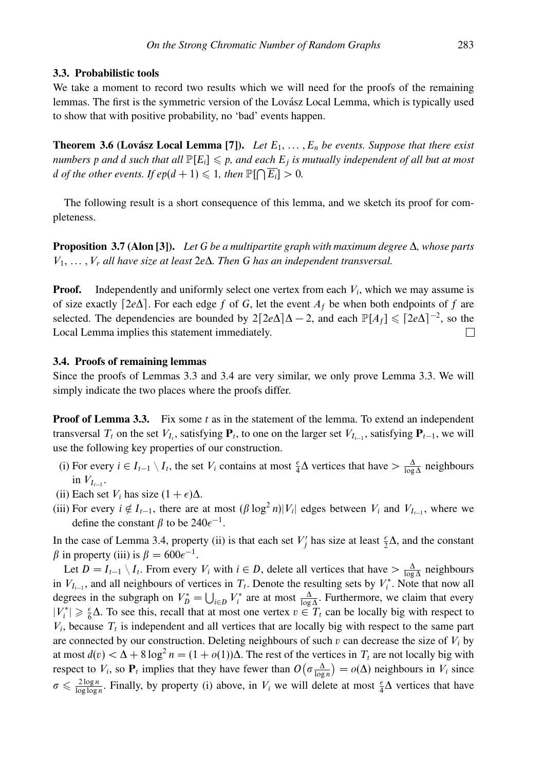### 3.3. Probabilistic tools

We take a moment to record two results which we will need for the proofs of the remaining lemmas. The first is the symmetric version of the Lovász Local Lemma, which is typically used to show that with positive probability, no 'bad' events happen.

**Theorem 3.6 (Lovász Local Lemma [7]).** *Let $E_1, \ldots, E_n$ be events. Suppose that there exist numbers $p$ and $d$ such that all $\mathbb{P}[E_i] \leqslant p$, and each $E_j$ is mutually independent of all but at most $d$ of the other events. If $ep(d+1) \leqslant 1$, then $\mathbb{P}[\bigcap \overline{E_i}] > 0$.*

The following result is a short consequence of this lemma, and we sketch its proof for completeness.

**Proposition 3.7 (Alon [3]).** *Let $G$ be a multipartite graph with maximum degree $\Delta$, whose parts $V_1, \ldots, V_r$ all have size at least $2e\Delta$. Then $G$ has an independent transversal.*

**Proof.** Independently and uniformly select one vertex from each $V_i$, which we may assume is of size exactly $\lceil 2e\Delta \rceil$. For each edge $f$ of $G$, let the event $A_f$ be when both endpoints of $f$ are selected. The dependencies are bounded by $2\lceil 2e\Delta \rceil \Delta - 2$, and each $\mathbb{P}[A_f] \leqslant \lceil 2e\Delta \rceil^{-2}$, so the Local Lemma implies this statement immediately. □

### 3.4. Proofs of remaining lemmas

Since the proofs of Lemmas 3.3 and 3.4 are very similar, we only prove Lemma 3.3. We will simply indicate the two places where the proofs differ.

**Proof of Lemma 3.3.** Fix some $t$ as in the statement of the lemma. To extend an independent transversal $T_t$ on the set $V_{I_t}$, satisfying $\mathbf{P}_t$, to one on the larger set $V_{I_{t-1}}$, satisfying $\mathbf{P}_{t-1}$, we will use the following key properties of our construction.

(i) For every $i \in I_{t-1} \setminus I_t$, the set $V_i$ contains at most $\frac{\epsilon}{4}\Delta$ vertices that have $> \frac{\Delta}{\log \Delta}$ neighbours in $V_{I_{t-1}}$.

(ii) Each set $V_i$ has size $(1+\epsilon)\Delta$.

(iii) For every $i \notin I_{t-1}$, there are at most $(\beta \log^2 n)|V_i|$ edges between $V_i$ and $V_{I_{t-1}}$, where we define the constant $\beta$ to be $240\epsilon^{-1}$.

In the case of Lemma 3.4, property (ii) is that each set $V'_j$ has size at least $\frac{\epsilon}{2}\Delta$, and the constant $\beta$ in property (iii) is $\beta = 600\epsilon^{-1}$.

Let $D = I_{t-1} \setminus I_t$. From every $V_i$ with $i \in D$, delete all vertices that have $> \frac{\Delta}{\log \Delta}$ neighbours in $V_{I_{t-1}}$, and all neighbours of vertices in $T_t$. Denote the resulting sets by $V_i^*$. Note that now all degrees in the subgraph on $V_D^* = \bigcup_{i \in D} V_i^*$ are at most $\frac{\Delta}{\log \Delta}$. Furthermore, we claim that every $|V_i^*| \geqslant \frac{\epsilon}{6}\Delta$. To see this, recall that at most one vertex $v \in T_t$ can be locally big with respect to $V_i$, because $T_t$ is independent and all vertices that are locally big with respect to the same part are connected by our construction. Deleting neighbours of such $v$ can decrease the size of $V_i$ by at most $d(v) < \Delta + 8\log^2 n = (1+o(1))\Delta$. The rest of the vertices in $T_t$ are not locally big with respect to $V_i$, so $\mathbf{P}_t$ implies that they have fewer than $O\big(\sigma \frac{\Delta}{\log n}\big) = o(\Delta)$ neighbours in $V_i$ since $\sigma \leqslant \frac{2\log n}{\log\log n}$. Finally, by property (i) above, in $V_i$ we will delete at most $\frac{\epsilon}{4}\Delta$ vertices that have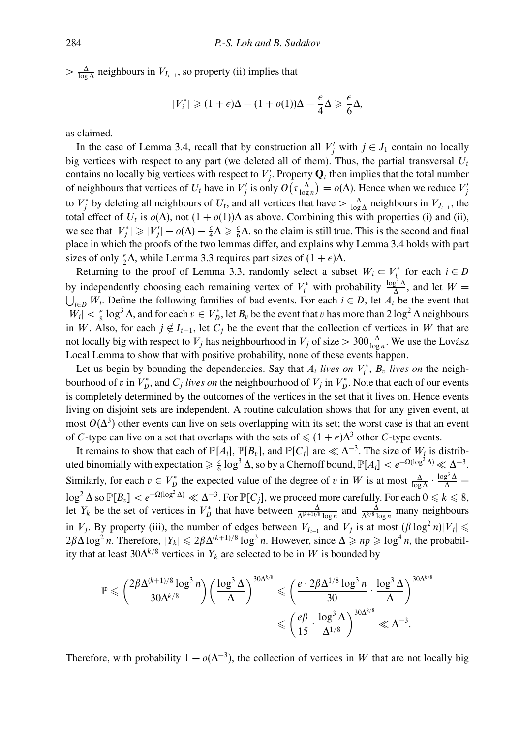$> \frac{\Delta}{\log \Delta}$ neighbours in $V_{I_{t-1}}$, so property (ii) implies that

$$|V_i^*| \geqslant (1+\epsilon)\Delta - (1+o(1))\Delta - \frac{\epsilon}{4}\Delta \geqslant \frac{\epsilon}{6}\Delta,$$

as claimed.

In the case of Lemma 3.4, recall that by construction all $V_j'$ with $j \in J_1$ contain no locally big vertices with respect to any part (we deleted all of them). Thus, the partial transversal $U_t$ contains no locally big vertices with respect to $V_j'$. Property $\mathbf{Q}_t$ then implies that the total number of neighbours that vertices of $U_t$ have in $V_j'$ is only $O\left(\tau \frac{\Delta}{\log n}\right) = o(\Delta)$. Hence when we reduce $V_j'$ to $V_j^*$ by deleting all neighbours of $U_t$, and all vertices that have $> \frac{\Delta}{\log \Delta}$ neighbours in $V_{J_{t-1}}$, the total effect of $U_t$ is $o(\Delta)$, not $(1+o(1))\Delta$ as above. Combining this with properties (i) and (ii), we see that $|V_j^*| \geqslant |V_j'| - o(\Delta) - \frac{\epsilon}{4}\Delta \geqslant \frac{\epsilon}{6}\Delta$, so the claim is still true. This is the second and final place in which the proofs of the two lemmas differ, and explains why Lemma 3.4 holds with part sizes of only $\frac{\epsilon}{2}\Delta$, while Lemma 3.3 requires part sizes of $(1+\epsilon)\Delta$.

Returning to the proof of Lemma 3.3, randomly select a subset $W_i \subset V_i^*$ for each $i \in D$ by independently choosing each remaining vertex of $V_i^*$ with probability $\frac{\log^3 \Delta}{\Delta}$, and let $W = \bigcup_{i \in D} W_i$. Define the following families of bad events. For each $i \in D$, let $A_i$ be the event that $|W_i| < \frac{\epsilon}{8}\log^3 \Delta$, and for each $v \in V_D^*$, let $B_v$ be the event that $v$ has more than $2\log^2 \Delta$ neighbours in $W$. Also, for each $j \notin I_{t-1}$, let $C_j$ be the event that the collection of vertices in $W$ that are not locally big with respect to $V_j$ has neighbourhood in $V_j$ of size $> 300\frac{\Delta}{\log n}$. We use the Lovász Local Lemma to show that with positive probability, none of these events happen.

Let us begin by bounding the dependencies. Say that $A_i$ *lives on* $V_i^*$, $B_v$ *lives on* the neighbourhood of $v$ in $V_D^*$, and $C_j$ *lives on* the neighbourhood of $V_j$ in $V_D^*$. Note that each of our events is completely determined by the outcomes of the vertices in the set that it lives on. Hence events living on disjoint sets are independent. A routine calculation shows that for any given event, at most $O(\Delta^3)$ other events can live on sets overlapping with its set; the worst case is that an event of $C$-type can live on a set that overlaps with the sets of $\leqslant (1+\epsilon)\Delta^3$ other $C$-type events.

It remains to show that each of $\mathbb{P}[A_i]$, $\mathbb{P}[B_v]$, and $\mathbb{P}[C_j]$ are $\ll \Delta^{-3}$. The size of $W_i$ is distributed binomially with expectation $\geqslant \frac{\epsilon}{6}\log^3 \Delta$, so by a Chernoff bound, $\mathbb{P}[A_i] < e^{-\Omega(\log^3 \Delta)} \ll \Delta^{-3}$. Similarly, for each $v \in V_D^*$ the expected value of the degree of $v$ in $W$ is at most $\frac{\Delta}{\log \Delta} \cdot \frac{\log^3 \Delta}{\Delta} = \log^2 \Delta$ so $\mathbb{P}[B_v] < e^{-\Omega(\log^2 \Delta)} \ll \Delta^{-3}$. For $\mathbb{P}[C_j]$, we proceed more carefully. For each $0 \leqslant k \leqslant 8$, let $Y_k$ be the set of vertices in $V_D^*$ that have between $\frac{\Delta}{\Delta^{(k+1)/8}\log n}$ and $\frac{\Delta}{\Delta^{k/8}\log n}$ many neighbours in $V_j$. By property (iii), the number of edges between $V_{I_{t-1}}$ and $V_j$ is at most $(\beta \log^2 n)|V_j| \leqslant 2\beta\Delta\log^2 n$. Therefore, $|Y_k| \leqslant 2\beta\Delta^{(k+1)/8}\log^3 n$. However, since $\Delta \geqslant np \geqslant \log^4 n$, the probability that at least $30\Delta^{k/8}$ vertices in $Y_k$ are selected to be in $W$ is bounded by

$$\mathbb{P} \leqslant \binom{2\beta\Delta^{(k+1)/8}\log^3 n}{30\Delta^{k/8}} \left(\frac{\log^3 \Delta}{\Delta}\right)^{30\Delta^{k/8}} \leqslant \left(\frac{e \cdot 2\beta\Delta^{1/8}\log^3 n}{30} \cdot \frac{\log^3 \Delta}{\Delta}\right)^{30\Delta^{k/8}}$$

$$\leqslant \left(\frac{e\beta}{15} \cdot \frac{\log^3 \Delta}{\Delta^{1/8}}\right)^{30\Delta^{k/8}} \ll \Delta^{-3}.$$

Therefore, with probability $1 - o(\Delta^{-3})$, the collection of vertices in $W$ that are not locally big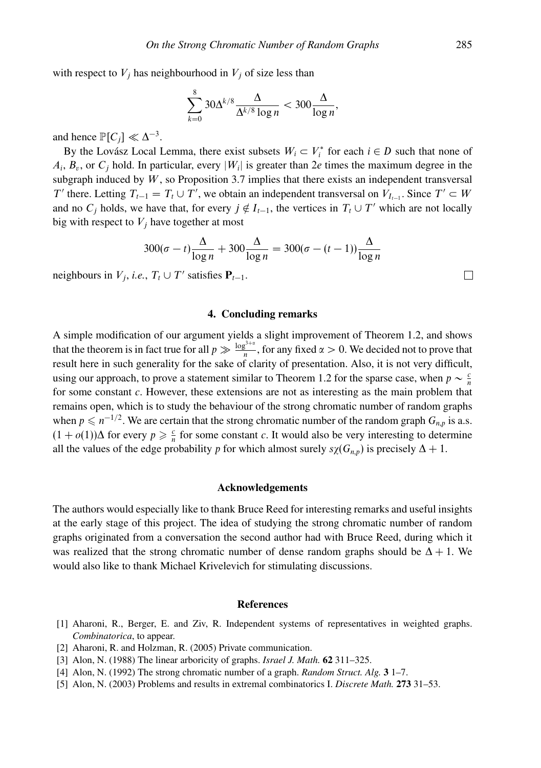with respect to $V_j$ has neighbourhood in $V_j$ of size less than

$$\sum_{k=0}^{8} 30\Delta^{k/8} \frac{\Delta}{\Delta^{k/8} \log n} < 300 \frac{\Delta}{\log n},$$

and hence $\mathbb{P}[C_j] \ll \Delta^{-3}$.

By the Lovász Local Lemma, there exist subsets $W_i \subset V_i^*$ for each $i \in D$ such that none of $A_i$, $B_v$, or $C_j$ hold. In particular, every $|W_i|$ is greater than $2e$ times the maximum degree in the subgraph induced by $W$, so Proposition 3.7 implies that there exists an independent transversal $T'$ there. Letting $T_{t-1} = T_t \cup T'$, we obtain an independent transversal on $V_{I_{t-1}}$. Since $T' \subset W$ and no $C_j$ holds, we have that, for every $j \notin I_{t-1}$, the vertices in $T_t \cup T'$ which are not locally big with respect to $V_j$ have together at most

$$300(\sigma - t)\frac{\Delta}{\log n} + 300\frac{\Delta}{\log n} = 300(\sigma - (t-1))\frac{\Delta}{\log n}$$

neighbours in $V_j$, *i.e.*, $T_t \cup T'$ satisfies $\mathbf{P}_{t-1}$. □

## 4. Concluding remarks

A simple modification of our argument yields a slight improvement of Theorem 1.2, and shows that the theorem is in fact true for all $p \gg \frac{\log^{3+\alpha}}{n}$, for any fixed $\alpha > 0$. We decided not to prove that result here in such generality for the sake of clarity of presentation. Also, it is not very difficult, using our approach, to prove a statement similar to Theorem 1.2 for the sparse case, when $p \sim \frac{c}{n}$ for some constant $c$. However, these extensions are not as interesting as the main problem that remains open, which is to study the behaviour of the strong chromatic number of random graphs when $p \leqslant n^{-1/2}$. We are certain that the strong chromatic number of the random graph $G_{n,p}$ is a.s. $(1 + o(1))\Delta$ for every $p \geqslant \frac{c}{n}$ for some constant $c$. It would also be very interesting to determine all the values of the edge probability $p$ for which almost surely $s\chi(G_{n,p})$ is precisely $\Delta + 1$.

## Acknowledgements

The authors would especially like to thank Bruce Reed for interesting remarks and useful insights at the early stage of this project. The idea of studying the strong chromatic number of random graphs originated from a conversation the second author had with Bruce Reed, during which it was realized that the strong chromatic number of dense random graphs should be $\Delta + 1$. We would also like to thank Michael Krivelevich for stimulating discussions.

## References

[1] Aharoni, R., Berger, E. and Ziv, R. Independent systems of representatives in weighted graphs. *Combinatorica*, to appear.

[2] Aharoni, R. and Holzman, R. (2005) Private communication.

[3] Alon, N. (1988) The linear arboricity of graphs. *Israel J. Math.* **62** 311–325.

[4] Alon, N. (1992) The strong chromatic number of a graph. *Random Struct. Alg.* **3** 1–7.

[5] Alon, N. (2003) Problems and results in extremal combinatorics I. *Discrete Math.* **273** 31–53.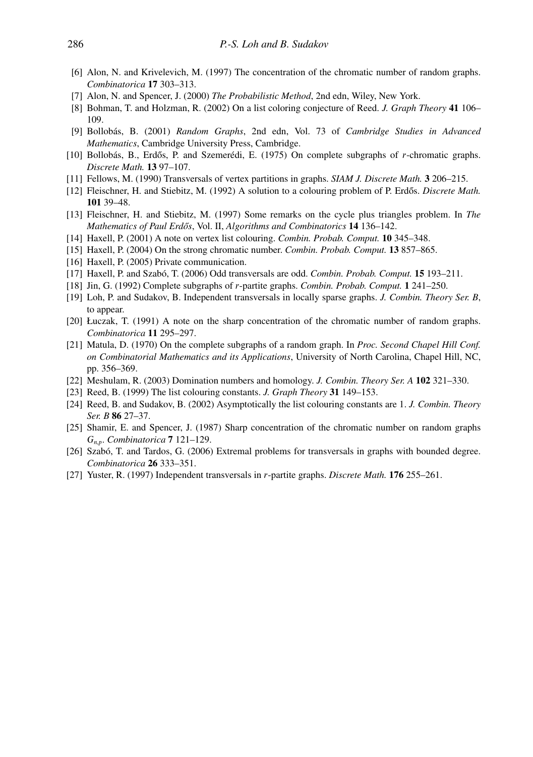[6] Alon, N. and Krivelevich, M. (1997) The concentration of the chromatic number of random graphs. *Combinatorica* **17** 303–313.

[7] Alon, N. and Spencer, J. (2000) *The Probabilistic Method*, 2nd edn, Wiley, New York.

[8] Bohman, T. and Holzman, R. (2002) On a list coloring conjecture of Reed. *J. Graph Theory* **41** 106–109.

[9] Bollobás, B. (2001) *Random Graphs*, 2nd edn, Vol. 73 of *Cambridge Studies in Advanced Mathematics*, Cambridge University Press, Cambridge.

[10] Bollobás, B., Erdős, P. and Szemerédi, E. (1975) On complete subgraphs of $r$-chromatic graphs. *Discrete Math.* **13** 97–107.

[11] Fellows, M. (1990) Transversals of vertex partitions in graphs. *SIAM J. Discrete Math.* **3** 206–215.

[12] Fleischner, H. and Stiebitz, M. (1992) A solution to a colouring problem of P. Erdős. *Discrete Math.* **101** 39–48.

[13] Fleischner, H. and Stiebitz, M. (1997) Some remarks on the cycle plus triangles problem. In *The Mathematics of Paul Erdős*, Vol. II, *Algorithms and Combinatorics* **14** 136–142.

[14] Haxell, P. (2001) A note on vertex list colouring. *Combin. Probab. Comput.* **10** 345–348.

[15] Haxell, P. (2004) On the strong chromatic number. *Combin. Probab. Comput.* **13** 857–865.

[16] Haxell, P. (2005) Private communication.

[17] Haxell, P. and Szabó, T. (2006) Odd transversals are odd. *Combin. Probab. Comput.* **15** 193–211.

[18] Jin, G. (1992) Complete subgraphs of $r$-partite graphs. *Combin. Probab. Comput.* **1** 241–250.

[19] Loh, P. and Sudakov, B. Independent transversals in locally sparse graphs. *J. Combin. Theory Ser. B*, to appear.

[20] Łuczak, T. (1991) A note on the sharp concentration of the chromatic number of random graphs. *Combinatorica* **11** 295–297.

[21] Matula, D. (1970) On the complete subgraphs of a random graph. In *Proc. Second Chapel Hill Conf. on Combinatorial Mathematics and its Applications*, University of North Carolina, Chapel Hill, NC, pp. 356–369.

[22] Meshulam, R. (2003) Domination numbers and homology. *J. Combin. Theory Ser. A* **102** 321–330.

[23] Reed, B. (1999) The list colouring constants. *J. Graph Theory* **31** 149–153.

[24] Reed, B. and Sudakov, B. (2002) Asymptotically the list colouring constants are 1. *J. Combin. Theory Ser. B* **86** 27–37.

[25] Shamir, E. and Spencer, J. (1987) Sharp concentration of the chromatic number on random graphs $G_{n,p}$. *Combinatorica* **7** 121–129.

[26] Szabó, T. and Tardos, G. (2006) Extremal problems for transversals in graphs with bounded degree. *Combinatorica* **26** 333–351.

[27] Yuster, R. (1997) Independent transversals in $r$-partite graphs. *Discrete Math.* **176** 255–261.